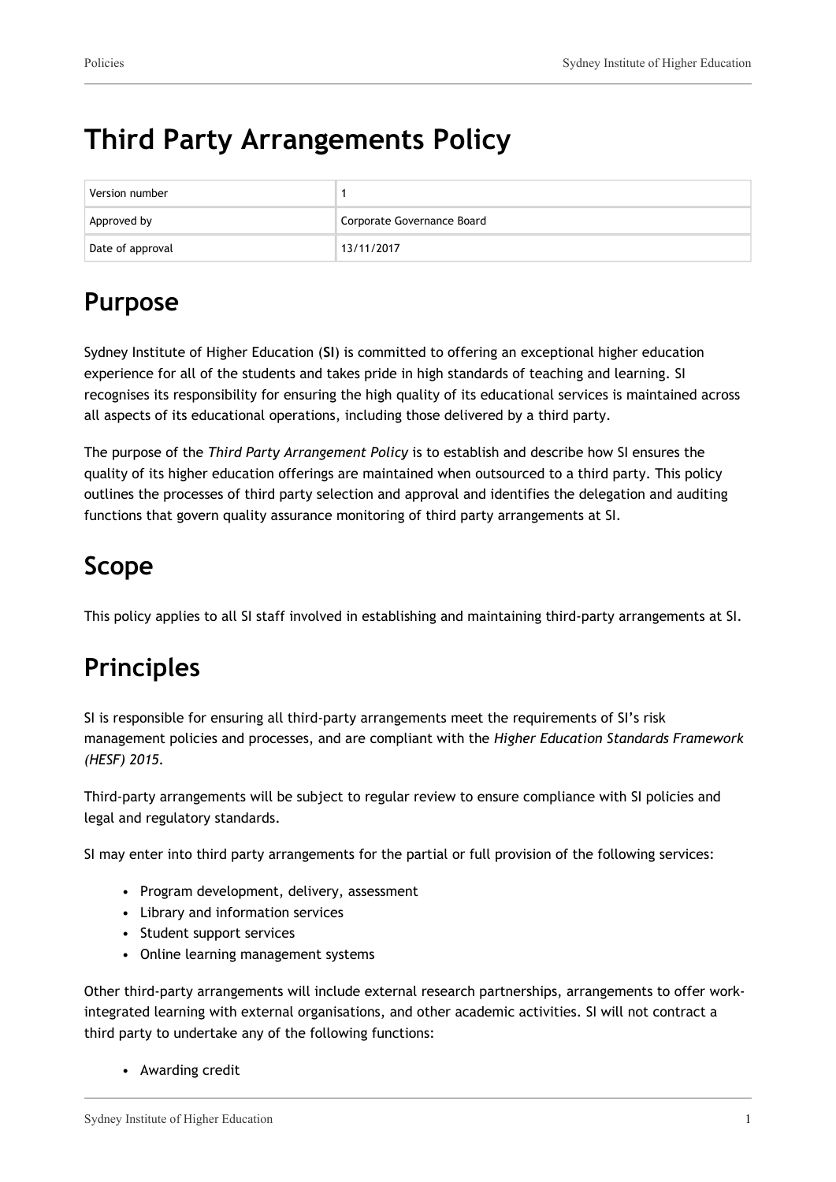# Third Party Arrangements Policy

| Version number | 1 |
| --- | --- |
| Approved by | Corporate Governance Board |
| Date of approval | 13/11/2017 |

## Purpose

Sydney Institute of Higher Education (**SI**) is committed to offering an exceptional higher education experience for all of the students and takes pride in high standards of teaching and learning. SI recognises its responsibility for ensuring the high quality of its educational services is maintained across all aspects of its educational operations, including those delivered by a third party.

The purpose of the *Third Party Arrangement Policy* is to establish and describe how SI ensures the quality of its higher education offerings are maintained when outsourced to a third party. This policy outlines the processes of third party selection and approval and identifies the delegation and auditing functions that govern quality assurance monitoring of third party arrangements at SI.

## Scope

This policy applies to all SI staff involved in establishing and maintaining third-party arrangements at SI.

## Principles

SI is responsible for ensuring all third-party arrangements meet the requirements of SI's risk management policies and processes, and are compliant with the *Higher Education Standards Framework (HESF) 2015*.

Third-party arrangements will be subject to regular review to ensure compliance with SI policies and legal and regulatory standards.

SI may enter into third party arrangements for the partial or full provision of the following services:

- Program development, delivery, assessment
- Library and information services
- Student support services
- Online learning management systems

Other third-party arrangements will include external research partnerships, arrangements to offer work-integrated learning with external organisations, and other academic activities. SI will not contract a third party to undertake any of the following functions:

- Awarding credit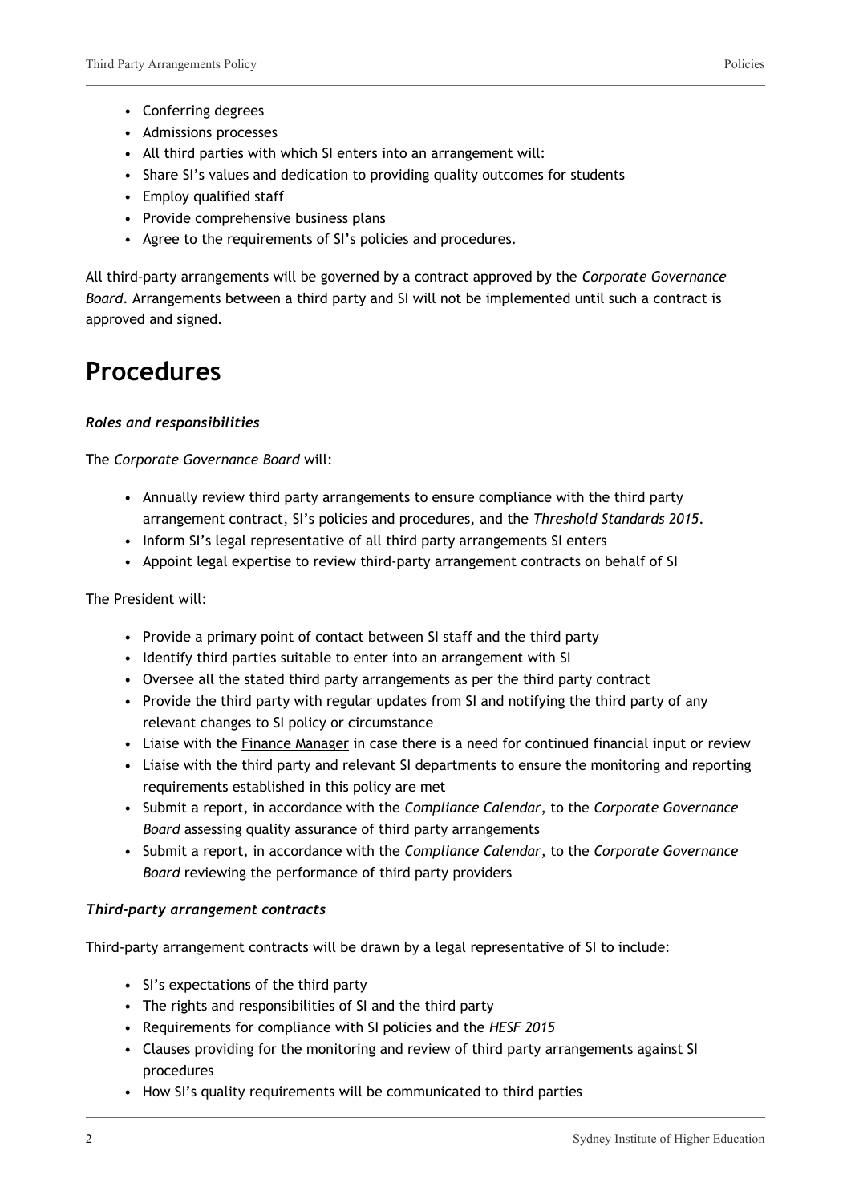- Conferring degrees
- Admissions processes
- All third parties with which SI enters into an arrangement will:
- Share SI's values and dedication to providing quality outcomes for students
- Employ qualified staff
- Provide comprehensive business plans
- Agree to the requirements of SI's policies and procedures.

All third-party arrangements will be governed by a contract approved by the *Corporate Governance Board*. Arrangements between a third party and SI will not be implemented until such a contract is approved and signed.

# Procedures

***Roles and responsibilities***

The *Corporate Governance Board* will:

- Annually review third party arrangements to ensure compliance with the third party arrangement contract, SI's policies and procedures, and the *Threshold Standards 2015*.
- Inform SI's legal representative of all third party arrangements SI enters
- Appoint legal expertise to review third-party arrangement contracts on behalf of SI

The President will:

- Provide a primary point of contact between SI staff and the third party
- Identify third parties suitable to enter into an arrangement with SI
- Oversee all the stated third party arrangements as per the third party contract
- Provide the third party with regular updates from SI and notifying the third party of any relevant changes to SI policy or circumstance
- Liaise with the Finance Manager in case there is a need for continued financial input or review
- Liaise with the third party and relevant SI departments to ensure the monitoring and reporting requirements established in this policy are met
- Submit a report, in accordance with the *Compliance Calendar*, to the *Corporate Governance Board* assessing quality assurance of third party arrangements
- Submit a report, in accordance with the *Compliance Calendar*, to the *Corporate Governance Board* reviewing the performance of third party providers

***Third-party arrangement contracts***

Third-party arrangement contracts will be drawn by a legal representative of SI to include:

- SI's expectations of the third party
- The rights and responsibilities of SI and the third party
- Requirements for compliance with SI policies and the *HESF 2015*
- Clauses providing for the monitoring and review of third party arrangements against SI procedures
- How SI's quality requirements will be communicated to third parties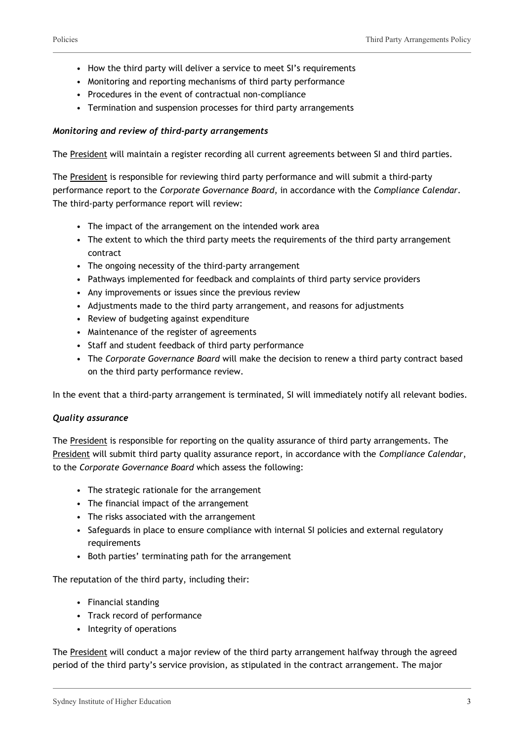- How the third party will deliver a service to meet SI's requirements
- Monitoring and reporting mechanisms of third party performance
- Procedures in the event of contractual non-compliance
- Termination and suspension processes for third party arrangements

### *Monitoring and review of third-party arrangements*

The President will maintain a register recording all current agreements between SI and third parties.

The President is responsible for reviewing third party performance and will submit a third-party performance report to the *Corporate Governance Board*, in accordance with the *Compliance Calendar*. The third-party performance report will review:

- The impact of the arrangement on the intended work area
- The extent to which the third party meets the requirements of the third party arrangement contract
- The ongoing necessity of the third-party arrangement
- Pathways implemented for feedback and complaints of third party service providers
- Any improvements or issues since the previous review
- Adjustments made to the third party arrangement, and reasons for adjustments
- Review of budgeting against expenditure
- Maintenance of the register of agreements
- Staff and student feedback of third party performance
- The *Corporate Governance Board* will make the decision to renew a third party contract based on the third party performance review.

In the event that a third-party arrangement is terminated, SI will immediately notify all relevant bodies.

### *Quality assurance*

The President is responsible for reporting on the quality assurance of third party arrangements. The President will submit third party quality assurance report, in accordance with the *Compliance Calendar*, to the *Corporate Governance Board* which assess the following:

- The strategic rationale for the arrangement
- The financial impact of the arrangement
- The risks associated with the arrangement
- Safeguards in place to ensure compliance with internal SI policies and external regulatory requirements
- Both parties' terminating path for the arrangement

The reputation of the third party, including their:

- Financial standing
- Track record of performance
- Integrity of operations

The President will conduct a major review of the third party arrangement halfway through the agreed period of the third party's service provision, as stipulated in the contract arrangement. The major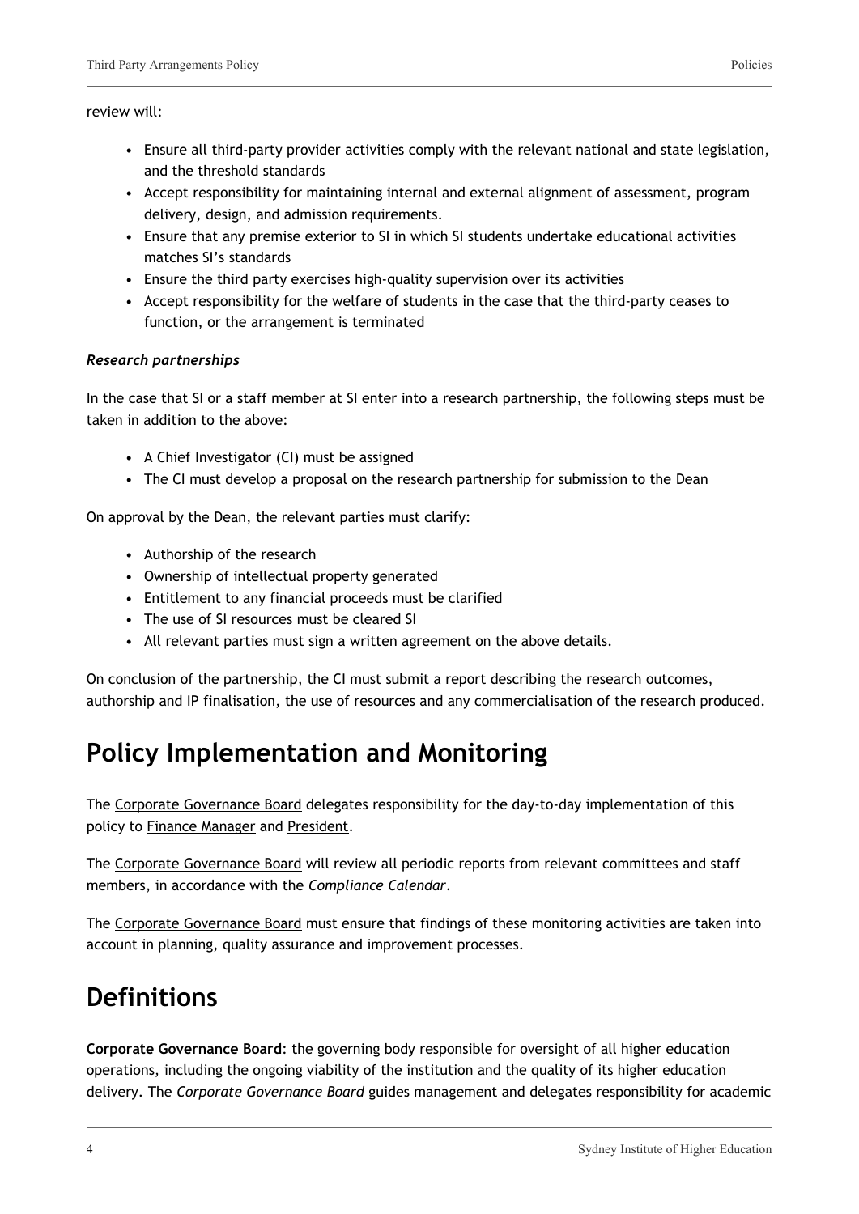review will:

- Ensure all third-party provider activities comply with the relevant national and state legislation, and the threshold standards
- Accept responsibility for maintaining internal and external alignment of assessment, program delivery, design, and admission requirements.
- Ensure that any premise exterior to SI in which SI students undertake educational activities matches SI's standards
- Ensure the third party exercises high-quality supervision over its activities
- Accept responsibility for the welfare of students in the case that the third-party ceases to function, or the arrangement is terminated

***Research partnerships***

In the case that SI or a staff member at SI enter into a research partnership, the following steps must be taken in addition to the above:

- A Chief Investigator (CI) must be assigned
- The CI must develop a proposal on the research partnership for submission to the Dean

On approval by the Dean, the relevant parties must clarify:

- Authorship of the research
- Ownership of intellectual property generated
- Entitlement to any financial proceeds must be clarified
- The use of SI resources must be cleared SI
- All relevant parties must sign a written agreement on the above details.

On conclusion of the partnership, the CI must submit a report describing the research outcomes, authorship and IP finalisation, the use of resources and any commercialisation of the research produced.

# Policy Implementation and Monitoring

The Corporate Governance Board delegates responsibility for the day-to-day implementation of this policy to Finance Manager and President.

The Corporate Governance Board will review all periodic reports from relevant committees and staff members, in accordance with the *Compliance Calendar*.

The Corporate Governance Board must ensure that findings of these monitoring activities are taken into account in planning, quality assurance and improvement processes.

# Definitions

**Corporate Governance Board**: the governing body responsible for oversight of all higher education operations, including the ongoing viability of the institution and the quality of its higher education delivery. The *Corporate Governance Board* guides management and delegates responsibility for academic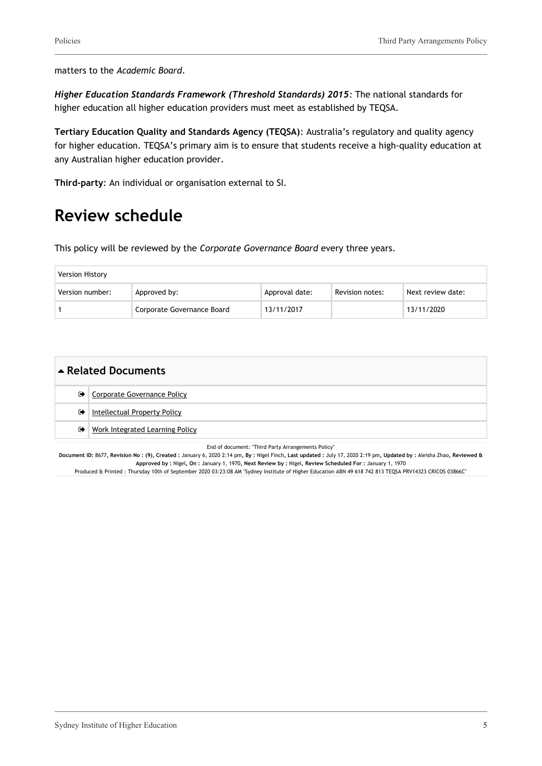matters to the *Academic Board*.

***Higher Education Standards Framework (Threshold Standards) 2015***: The national standards for higher education all higher education providers must meet as established by TEQSA.

**Tertiary Education Quality and Standards Agency (TEQSA)**: Australia's regulatory and quality agency for higher education. TEQSA's primary aim is to ensure that students receive a high-quality education at any Australian higher education provider.

**Third-party**: An individual or organisation external to SI.

# Review schedule

This policy will be reviewed by the *Corporate Governance Board* every three years.

| Version History | | | | |
|---|---|---|---|---|
| Version number: | Approved by: | Approval date: | Revision notes: | Next review date: |
| 1 | Corporate Governance Board | 13/11/2017 | | 13/11/2020 |

## ▲ Related Documents

- Corporate Governance Policy
- Intellectual Property Policy
- Work Integrated Learning Policy

End of document: "Third Party Arrangements Policy"

**Document ID:** 8677, **Revision No : (9)**, **Created :** January 6, 2020 2:14 pm, **By :** Nigel Finch, **Last updated :** July 17, 2020 2:19 pm, **Updated by :** Aleisha Zhao, **Reviewed & Approved by :** Nigel, **On :** January 1, 1970, **Next Review by :** Nigel, **Review Scheduled For :** January 1, 1970

Produced & Printed : Thursday 10th of September 2020 03:23:08 AM "Sydney Institute of Higher Education ABN 49 618 742 813 TEQSA PRV14323 CRICOS 03866C"